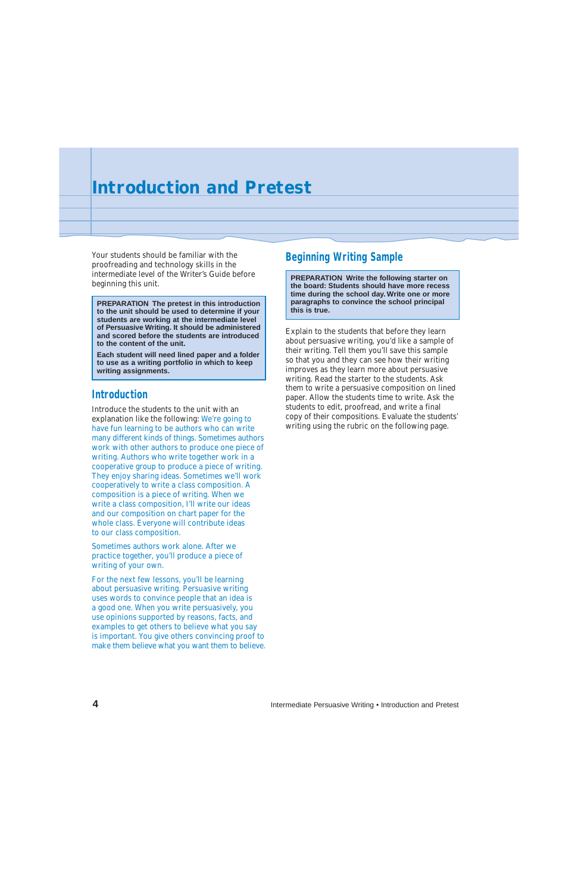# Introduction and Pretest

Your students should be familiar with the proofreading and technology skills in the intermediate level of the Writer's Guide before beginning this unit.

> **PREPARATION** The pretest in this introduction to the unit should be used to determine if your students are working at the intermediate level of Persuasive Writing. It should be administered and scored before the students are introduced to the content of the unit.
>
> **Each student will need lined paper and a folder to use as a writing portfolio in which to keep writing assignments.**

## Introduction

Introduce the students to the unit with an explanation like the following: We're going to have fun learning to be authors who can write many different kinds of things. Sometimes authors work with other authors to produce one piece of writing. Authors who write together work in a cooperative group to produce a piece of writing. They enjoy sharing ideas. Sometimes we'll work cooperatively to write a class composition. A composition is a piece of writing. When we write a class composition, I'll write our ideas and our composition on chart paper for the whole class. Everyone will contribute ideas to our class composition.

Sometimes authors work alone. After we practice together, you'll produce a piece of writing of your own.

For the next few lessons, you'll be learning about persuasive writing. Persuasive writing uses words to convince people that an idea is a good one. When you write persuasively, you use opinions supported by reasons, facts, and examples to get others to believe what you say is important. You give others convincing proof to make them believe what you want them to believe.

## Beginning Writing Sample

> **PREPARATION** Write the following starter on the board: Students should have more recess time during the school day. Write one or more paragraphs to convince the school principal this is true.

Explain to the students that before they learn about persuasive writing, you'd like a sample of their writing. Tell them you'll save this sample so that you and they can see how their writing improves as they learn more about persuasive writing. Read the starter to the students. Ask them to write a persuasive composition on lined paper. Allow the students time to write. Ask the students to edit, proofread, and write a final copy of their compositions. Evaluate the students' writing using the rubric on the following page.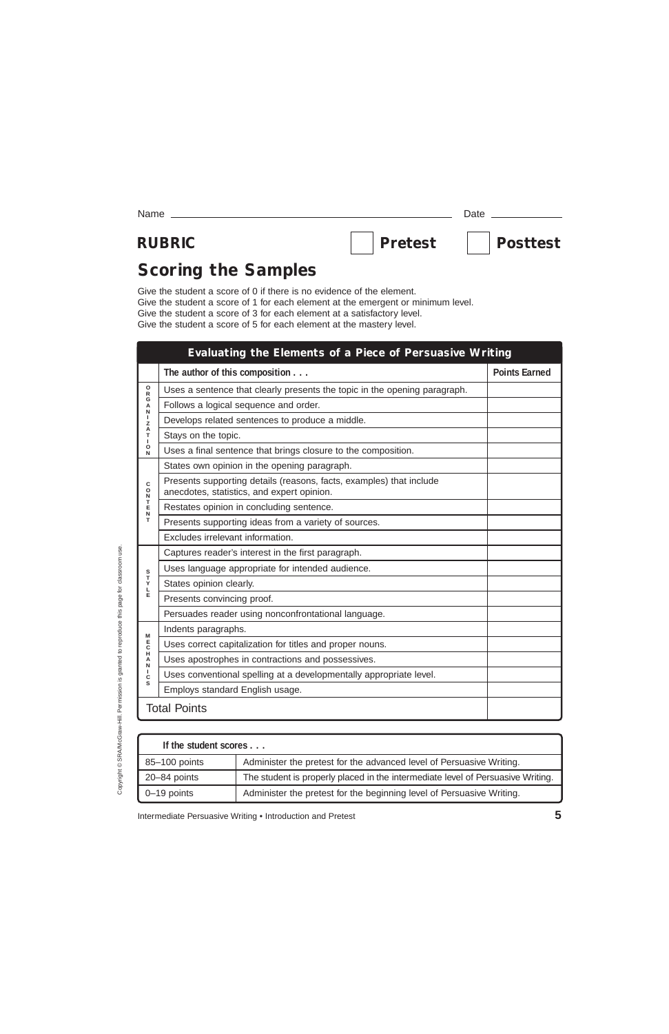Name ________________________________ Date ____________

**RUBRIC** ☐ **Pretest** ☐ **Posttest**

# Scoring the Samples

Give the student a score of 0 if there is no evidence of the element.
Give the student a score of 1 for each element at the emergent or minimum level.
Give the student a score of 3 for each element at a satisfactory level.
Give the student a score of 5 for each element at the mastery level.

| Evaluating the Elements of a Piece of Persuasive Writing | | |
|---|---|---|
| | **The author of this composition . . .** | **Points Earned** |
| ORGANIZATION | Uses a sentence that clearly presents the topic in the opening paragraph. | |
| | Follows a logical sequence and order. | |
| | Develops related sentences to produce a middle. | |
| | Stays on the topic. | |
| | Uses a final sentence that brings closure to the composition. | |
| CONTENT | States own opinion in the opening paragraph. | |
| | Presents supporting details (reasons, facts, examples) that include anecdotes, statistics, and expert opinion. | |
| | Restates opinion in concluding sentence. | |
| | Presents supporting ideas from a variety of sources. | |
| | Excludes irrelevant information. | |
| STYLE | Captures reader's interest in the first paragraph. | |
| | Uses language appropriate for intended audience. | |
| | States opinion clearly. | |
| | Presents convincing proof. | |
| | Persuades reader using nonconfrontational language. | |
| MECHANICS | Indents paragraphs. | |
| | Uses correct capitalization for titles and proper nouns. | |
| | Uses apostrophes in contractions and possessives. | |
| | Uses conventional spelling at a developmentally appropriate level. | |
| | Employs standard English usage. | |
| Total Points | | |

| If the student scores . . . | |
|---|---|
| 85–100 points | Administer the pretest for the advanced level of Persuasive Writing. |
| 20–84 points | The student is properly placed in the intermediate level of Persuasive Writing. |
| 0–19 points | Administer the pretest for the beginning level of Persuasive Writing. |

Copyright © SRA/McGraw-Hill. Permission is granted to reproduce this page for classroom use.